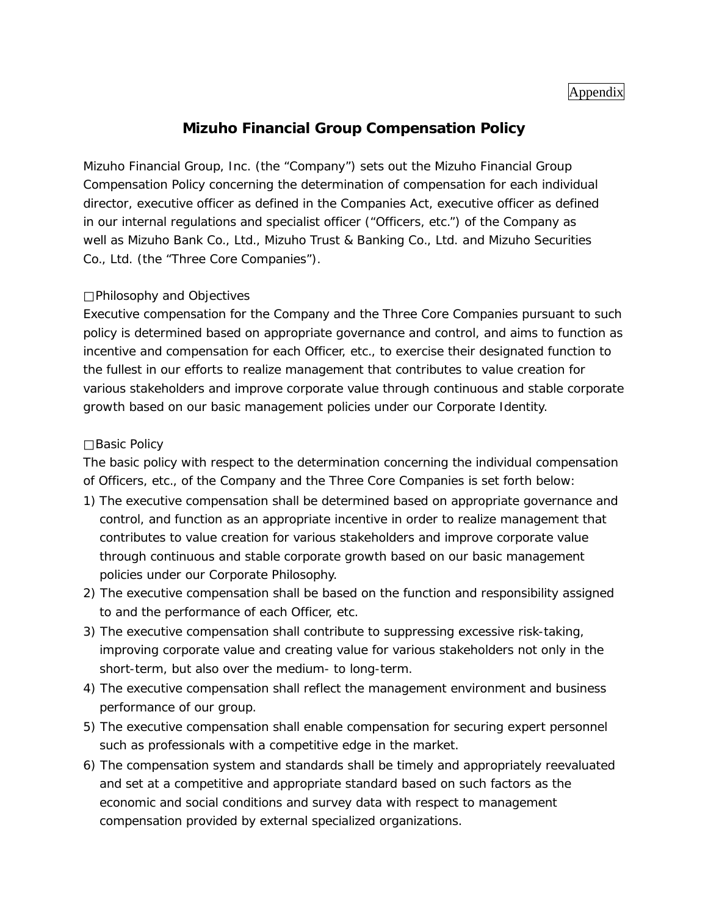Appendix

# Mizuho Financial Group Compensation Policy

Mizuho Financial Group, Inc. (the “Company”) sets out the Mizuho Financial Group Compensation Policy concerning the determination of compensation for each individual director, executive officer as defined in the Companies Act, executive officer as defined in our internal regulations and specialist officer (“Officers, etc.”) of the Company as well as Mizuho Bank Co., Ltd., Mizuho Trust & Banking Co., Ltd. and Mizuho Securities Co., Ltd. (the “Three Core Companies”).

□Philosophy and Objectives

Executive compensation for the Company and the Three Core Companies pursuant to such policy is determined based on appropriate governance and control, and aims to function as incentive and compensation for each Officer, etc., to exercise their designated function to the fullest in our efforts to realize management that contributes to value creation for various stakeholders and improve corporate value through continuous and stable corporate growth based on our basic management policies under our Corporate Identity.

□Basic Policy

The basic policy with respect to the determination concerning the individual compensation of Officers, etc., of the Company and the Three Core Companies is set forth below:

1) The executive compensation shall be determined based on appropriate governance and control, and function as an appropriate incentive in order to realize management that contributes to value creation for various stakeholders and improve corporate value through continuous and stable corporate growth based on our basic management policies under our Corporate Philosophy.
2) The executive compensation shall be based on the function and responsibility assigned to and the performance of each Officer, etc.
3) The executive compensation shall contribute to suppressing excessive risk-taking, improving corporate value and creating value for various stakeholders not only in the short-term, but also over the medium- to long-term.
4) The executive compensation shall reflect the management environment and business performance of our group.
5) The executive compensation shall enable compensation for securing expert personnel such as professionals with a competitive edge in the market.
6) The compensation system and standards shall be timely and appropriately reevaluated and set at a competitive and appropriate standard based on such factors as the economic and social conditions and survey data with respect to management compensation provided by external specialized organizations.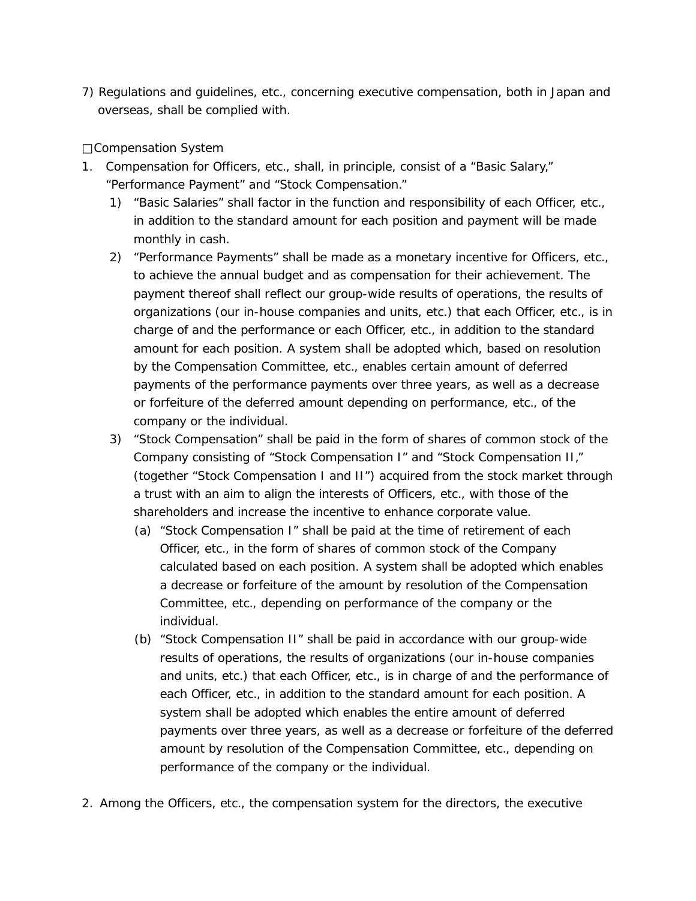7) Regulations and guidelines, etc., concerning executive compensation, both in Japan and overseas, shall be complied with.

□Compensation System

1. Compensation for Officers, etc., shall, in principle, consist of a “Basic Salary,” “Performance Payment” and “Stock Compensation.”
   1) “Basic Salaries” shall factor in the function and responsibility of each Officer, etc., in addition to the standard amount for each position and payment will be made monthly in cash.
   2) “Performance Payments” shall be made as a monetary incentive for Officers, etc., to achieve the annual budget and as compensation for their achievement. The payment thereof shall reflect our group-wide results of operations, the results of organizations (our in-house companies and units, etc.) that each Officer, etc., is in charge of and the performance or each Officer, etc., in addition to the standard amount for each position. A system shall be adopted which, based on resolution by the Compensation Committee, etc., enables certain amount of deferred payments of the performance payments over three years, as well as a decrease or forfeiture of the deferred amount depending on performance, etc., of the company or the individual.
   3) “Stock Compensation” shall be paid in the form of shares of common stock of the Company consisting of “Stock Compensation I” and “Stock Compensation II,” (together “Stock Compensation I and II”) acquired from the stock market through a trust with an aim to align the interests of Officers, etc., with those of the shareholders and increase the incentive to enhance corporate value.
      (a) “Stock Compensation I” shall be paid at the time of retirement of each Officer, etc., in the form of shares of common stock of the Company calculated based on each position. A system shall be adopted which enables a decrease or forfeiture of the amount by resolution of the Compensation Committee, etc., depending on performance of the company or the individual.
      (b) “Stock Compensation II” shall be paid in accordance with our group-wide results of operations, the results of organizations (our in-house companies and units, etc.) that each Officer, etc., is in charge of and the performance of each Officer, etc., in addition to the standard amount for each position. A system shall be adopted which enables the entire amount of deferred payments over three years, as well as a decrease or forfeiture of the deferred amount by resolution of the Compensation Committee, etc., depending on performance of the company or the individual.

2. Among the Officers, etc., the compensation system for the directors, the executive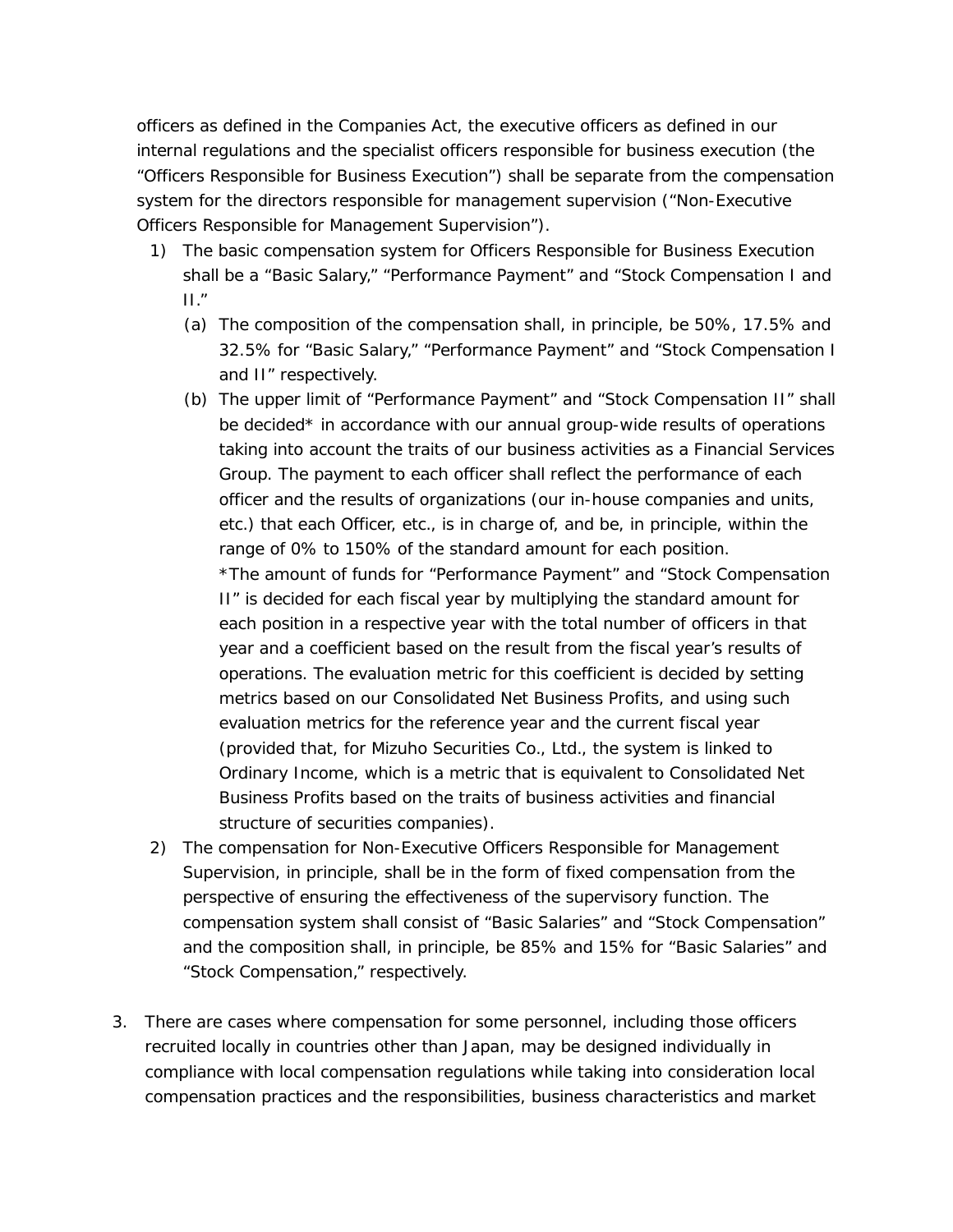officers as defined in the Companies Act, the executive officers as defined in our internal regulations and the specialist officers responsible for business execution (the “Officers Responsible for Business Execution”) shall be separate from the compensation system for the directors responsible for management supervision (“Non-Executive Officers Responsible for Management Supervision”).

1) The basic compensation system for Officers Responsible for Business Execution shall be a “Basic Salary,” “Performance Payment” and “Stock Compensation I and II.”
   (a) The composition of the compensation shall, in principle, be 50%, 17.5% and 32.5% for “Basic Salary,” “Performance Payment” and “Stock Compensation I and II” respectively.
   (b) The upper limit of “Performance Payment” and “Stock Compensation II” shall be decided* in accordance with our annual group-wide results of operations taking into account the traits of our business activities as a Financial Services Group. The payment to each officer shall reflect the performance of each officer and the results of organizations (our in-house companies and units, etc.) that each Officer, etc., is in charge of, and be, in principle, within the range of 0% to 150% of the standard amount for each position.
   *The amount of funds for “Performance Payment” and “Stock Compensation II” is decided for each fiscal year by multiplying the standard amount for each position in a respective year with the total number of officers in that year and a coefficient based on the result from the fiscal year’s results of operations. The evaluation metric for this coefficient is decided by setting metrics based on our Consolidated Net Business Profits, and using such evaluation metrics for the reference year and the current fiscal year (provided that, for Mizuho Securities Co., Ltd., the system is linked to Ordinary Income, which is a metric that is equivalent to Consolidated Net Business Profits based on the traits of business activities and financial structure of securities companies).
2) The compensation for Non-Executive Officers Responsible for Management Supervision, in principle, shall be in the form of fixed compensation from the perspective of ensuring the effectiveness of the supervisory function. The compensation system shall consist of “Basic Salaries” and “Stock Compensation” and the composition shall, in principle, be 85% and 15% for “Basic Salaries” and “Stock Compensation,” respectively.

3. There are cases where compensation for some personnel, including those officers recruited locally in countries other than Japan, may be designed individually in compliance with local compensation regulations while taking into consideration local compensation practices and the responsibilities, business characteristics and market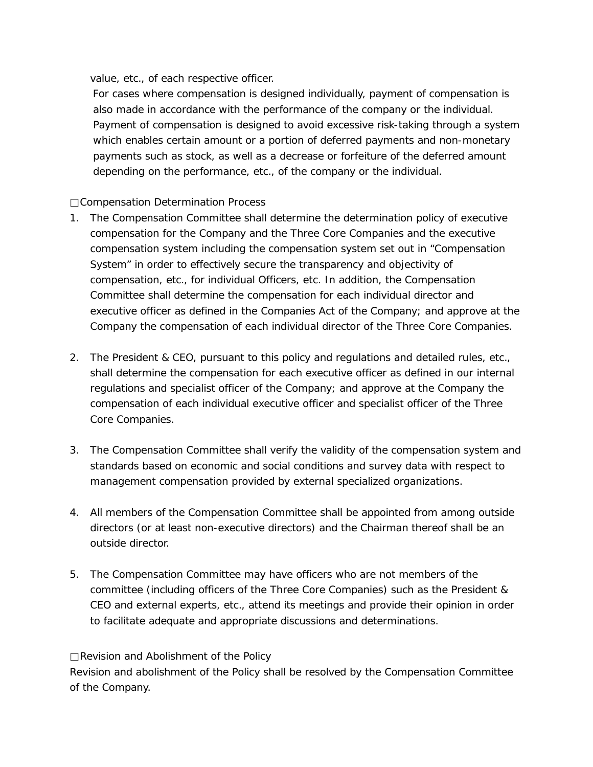value, etc., of each respective officer.

For cases where compensation is designed individually, payment of compensation is also made in accordance with the performance of the company or the individual. Payment of compensation is designed to avoid excessive risk-taking through a system which enables certain amount or a portion of deferred payments and non-monetary payments such as stock, as well as a decrease or forfeiture of the deferred amount depending on the performance, etc., of the company or the individual.

□Compensation Determination Process

1. The Compensation Committee shall determine the determination policy of executive compensation for the Company and the Three Core Companies and the executive compensation system including the compensation system set out in "Compensation System" in order to effectively secure the transparency and objectivity of compensation, etc., for individual Officers, etc. In addition, the Compensation Committee shall determine the compensation for each individual director and executive officer as defined in the Companies Act of the Company; and approve at the Company the compensation of each individual director of the Three Core Companies.

2. The President & CEO, pursuant to this policy and regulations and detailed rules, etc., shall determine the compensation for each executive officer as defined in our internal regulations and specialist officer of the Company; and approve at the Company the compensation of each individual executive officer and specialist officer of the Three Core Companies.

3. The Compensation Committee shall verify the validity of the compensation system and standards based on economic and social conditions and survey data with respect to management compensation provided by external specialized organizations.

4. All members of the Compensation Committee shall be appointed from among outside directors (or at least non-executive directors) and the Chairman thereof shall be an outside director.

5. The Compensation Committee may have officers who are not members of the committee (including officers of the Three Core Companies) such as the President & CEO and external experts, etc., attend its meetings and provide their opinion in order to facilitate adequate and appropriate discussions and determinations.

□Revision and Abolishment of the Policy

Revision and abolishment of the Policy shall be resolved by the Compensation Committee of the Company.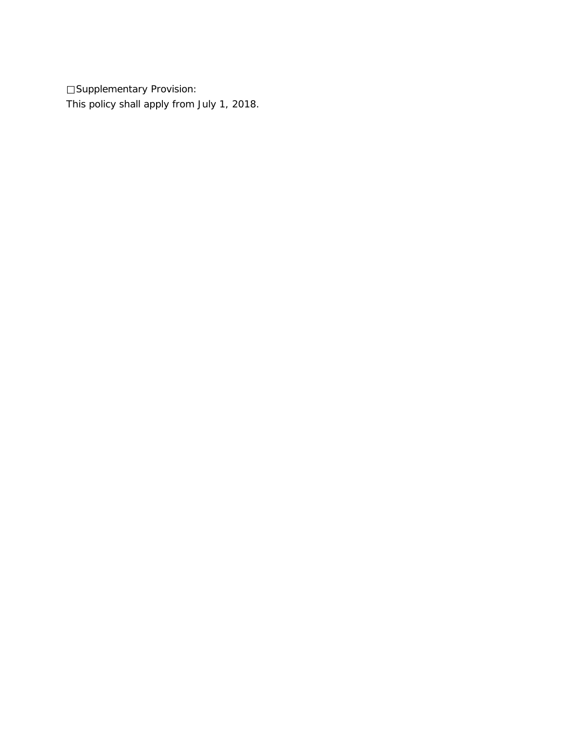□Supplementary Provision:
This policy shall apply from July 1, 2018.